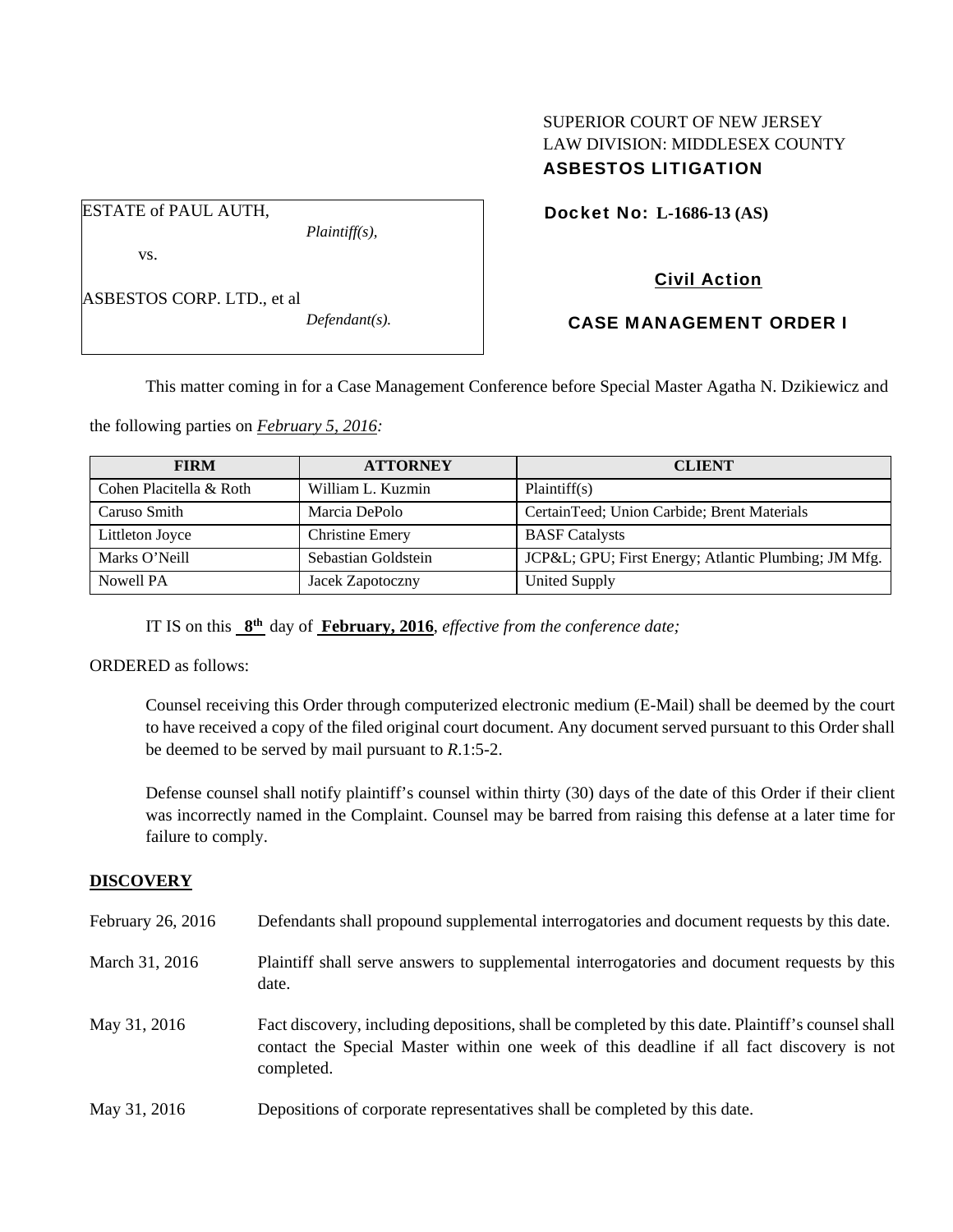SUPERIOR COURT OF NEW JERSEY
LAW DIVISION: MIDDLESEX COUNTY
**ASBESTOS LITIGATION**

ESTATE of PAUL AUTH,
*Plaintiff(s),*

vs.

ASBESTOS CORP. LTD., et al
*Defendant(s).*

**Docket No: L-1686-13 (AS)**

**Civil Action**

**CASE MANAGEMENT ORDER I**

This matter coming in for a Case Management Conference before Special Master Agatha N. Dzikiewicz and the following parties on *February 5, 2016:*

| FIRM | ATTORNEY | CLIENT |
|---|---|---|
| Cohen Placitella & Roth | William L. Kuzmin | Plaintiff(s) |
| Caruso Smith | Marcia DePolo | CertainTeed; Union Carbide; Brent Materials |
| Littleton Joyce | Christine Emery | BASF Catalysts |
| Marks O'Neill | Sebastian Goldstein | JCP&L; GPU; First Energy; Atlantic Plumbing; JM Mfg. |
| Nowell PA | Jacek Zapotoczny | United Supply |

IT IS on this **8th** day of **February, 2016**, *effective from the conference date;*

ORDERED as follows:

Counsel receiving this Order through computerized electronic medium (E-Mail) shall be deemed by the court to have received a copy of the filed original court document. Any document served pursuant to this Order shall be deemed to be served by mail pursuant to *R*.1:5-2.

Defense counsel shall notify plaintiff's counsel within thirty (30) days of the date of this Order if their client was incorrectly named in the Complaint. Counsel may be barred from raising this defense at a later time for failure to comply.

## DISCOVERY

February 26, 2016 — Defendants shall propound supplemental interrogatories and document requests by this date.

March 31, 2016 — Plaintiff shall serve answers to supplemental interrogatories and document requests by this date.

May 31, 2016 — Fact discovery, including depositions, shall be completed by this date. Plaintiff's counsel shall contact the Special Master within one week of this deadline if all fact discovery is not completed.

May 31, 2016 — Depositions of corporate representatives shall be completed by this date.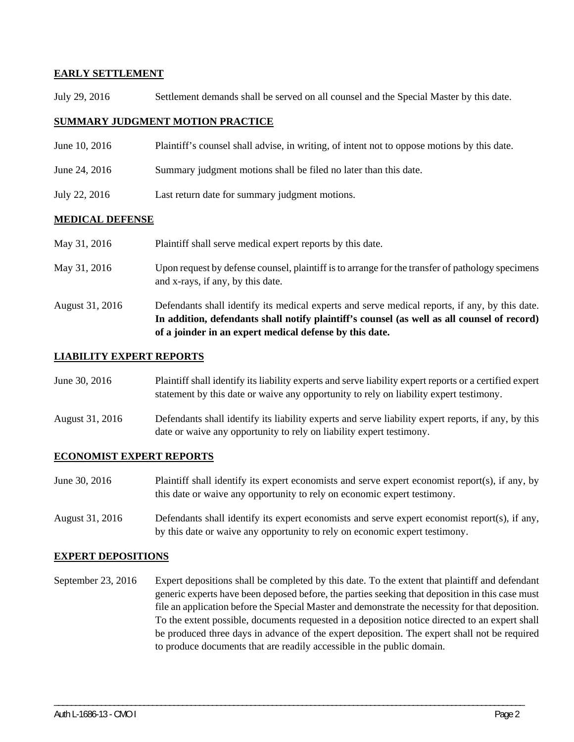**EARLY SETTLEMENT**

July 29, 2016 Settlement demands shall be served on all counsel and the Special Master by this date.

**SUMMARY JUDGMENT MOTION PRACTICE**

June 10, 2016 Plaintiff's counsel shall advise, in writing, of intent not to oppose motions by this date.

June 24, 2016 Summary judgment motions shall be filed no later than this date.

July 22, 2016 Last return date for summary judgment motions.

**MEDICAL DEFENSE**

May 31, 2016 Plaintiff shall serve medical expert reports by this date.

May 31, 2016 Upon request by defense counsel, plaintiff is to arrange for the transfer of pathology specimens and x-rays, if any, by this date.

August 31, 2016 Defendants shall identify its medical experts and serve medical reports, if any, by this date. **In addition, defendants shall notify plaintiff's counsel (as well as all counsel of record) of a joinder in an expert medical defense by this date.**

**LIABILITY EXPERT REPORTS**

June 30, 2016 Plaintiff shall identify its liability experts and serve liability expert reports or a certified expert statement by this date or waive any opportunity to rely on liability expert testimony.

August 31, 2016 Defendants shall identify its liability experts and serve liability expert reports, if any, by this date or waive any opportunity to rely on liability expert testimony.

**ECONOMIST EXPERT REPORTS**

June 30, 2016 Plaintiff shall identify its expert economists and serve expert economist report(s), if any, by this date or waive any opportunity to rely on economic expert testimony.

August 31, 2016 Defendants shall identify its expert economists and serve expert economist report(s), if any, by this date or waive any opportunity to rely on economic expert testimony.

**EXPERT DEPOSITIONS**

September 23, 2016 Expert depositions shall be completed by this date. To the extent that plaintiff and defendant generic experts have been deposed before, the parties seeking that deposition in this case must file an application before the Special Master and demonstrate the necessity for that deposition. To the extent possible, documents requested in a deposition notice directed to an expert shall be produced three days in advance of the expert deposition. The expert shall not be required to produce documents that are readily accessible in the public domain.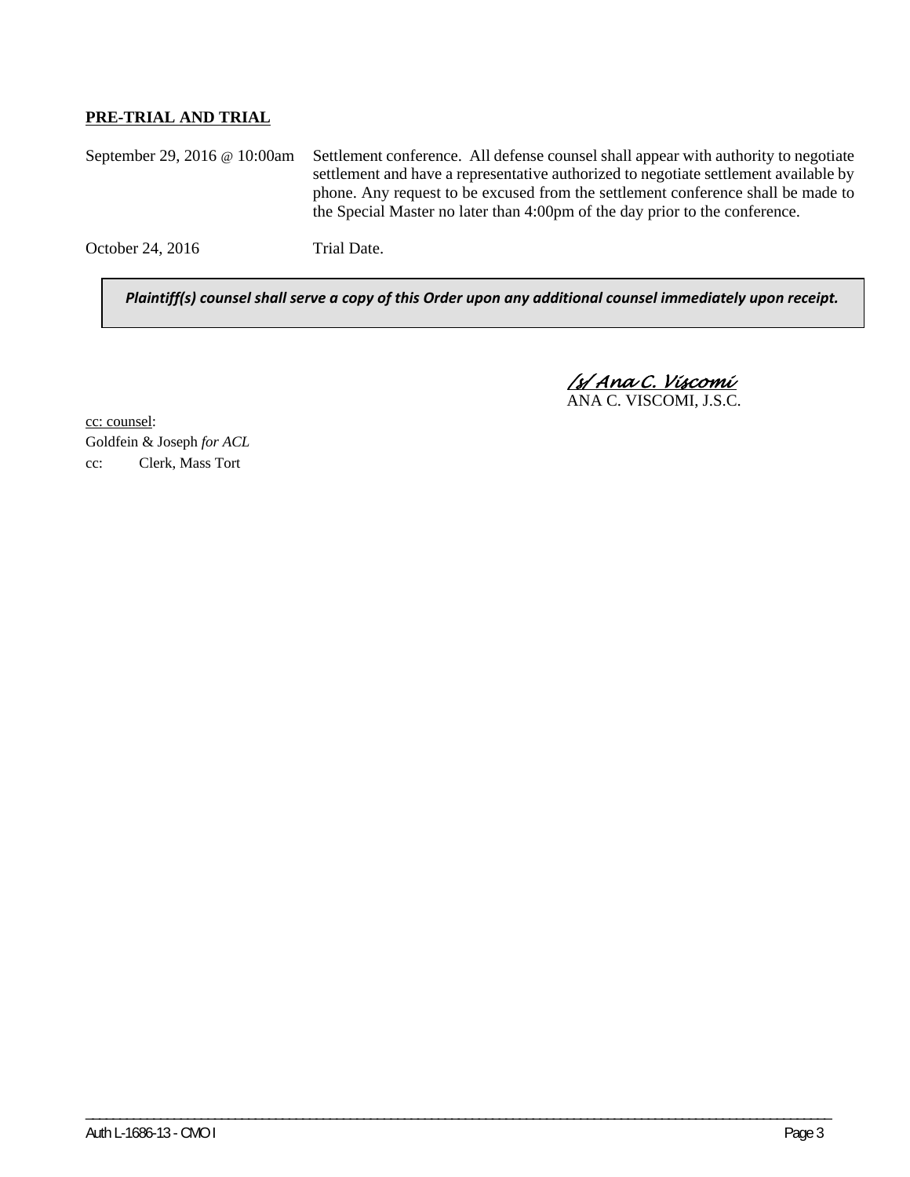**PRE-TRIAL AND TRIAL**

| | |
|---|---|
| September 29, 2016 @ 10:00am | Settlement conference. All defense counsel shall appear with authority to negotiate settlement and have a representative authorized to negotiate settlement available by phone. Any request to be excused from the settlement conference shall be made to the Special Master no later than 4:00pm of the day prior to the conference. |
| October 24, 2016 | Trial Date. |

***Plaintiff(s) counsel shall serve a copy of this Order upon any additional counsel immediately upon receipt.***

*/s/ Ana C. Viscomi*
ANA C. VISCOMI, J.S.C.

cc: counsel:
Goldfein & Joseph *for ACL*
cc: Clerk, Mass Tort